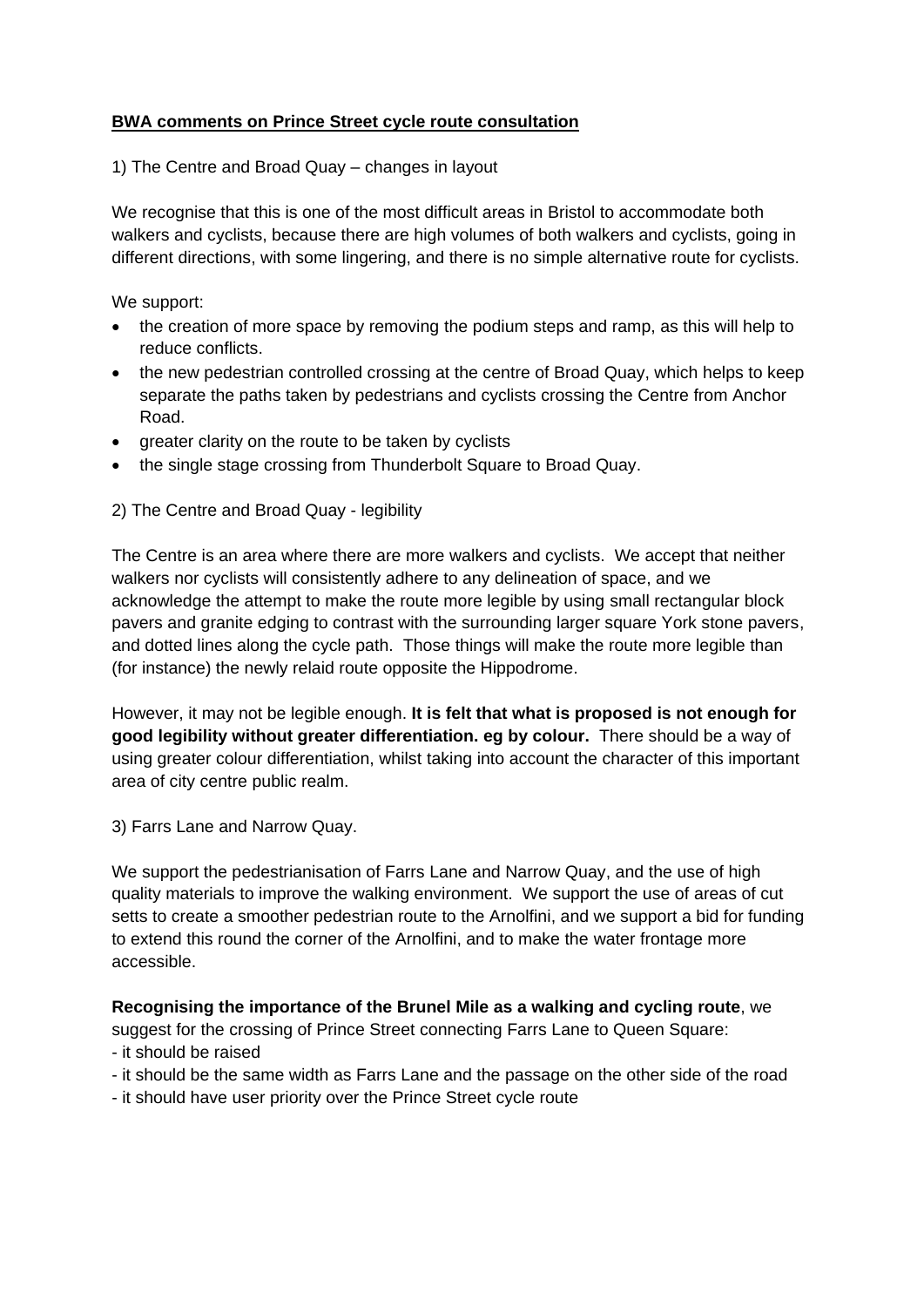**BWA comments on Prince Street cycle route consultation**

1) The Centre and Broad Quay – changes in layout

We recognise that this is one of the most difficult areas in Bristol to accommodate both walkers and cyclists, because there are high volumes of both walkers and cyclists, going in different directions, with some lingering, and there is no simple alternative route for cyclists.

We support:

- the creation of more space by removing the podium steps and ramp, as this will help to reduce conflicts.
- the new pedestrian controlled crossing at the centre of Broad Quay, which helps to keep separate the paths taken by pedestrians and cyclists crossing the Centre from Anchor Road.
- greater clarity on the route to be taken by cyclists
- the single stage crossing from Thunderbolt Square to Broad Quay.

2) The Centre and Broad Quay - legibility

The Centre is an area where there are more walkers and cyclists. We accept that neither walkers nor cyclists will consistently adhere to any delineation of space, and we acknowledge the attempt to make the route more legible by using small rectangular block pavers and granite edging to contrast with the surrounding larger square York stone pavers, and dotted lines along the cycle path. Those things will make the route more legible than (for instance) the newly relaid route opposite the Hippodrome.

However, it may not be legible enough. **It is felt that what is proposed is not enough for good legibility without greater differentiation. eg by colour.** There should be a way of using greater colour differentiation, whilst taking into account the character of this important area of city centre public realm.

3) Farrs Lane and Narrow Quay.

We support the pedestrianisation of Farrs Lane and Narrow Quay, and the use of high quality materials to improve the walking environment. We support the use of areas of cut setts to create a smoother pedestrian route to the Arnolfini, and we support a bid for funding to extend this round the corner of the Arnolfini, and to make the water frontage more accessible.

**Recognising the importance of the Brunel Mile as a walking and cycling route**, we suggest for the crossing of Prince Street connecting Farrs Lane to Queen Square:

- it should be raised
- it should be the same width as Farrs Lane and the passage on the other side of the road
- it should have user priority over the Prince Street cycle route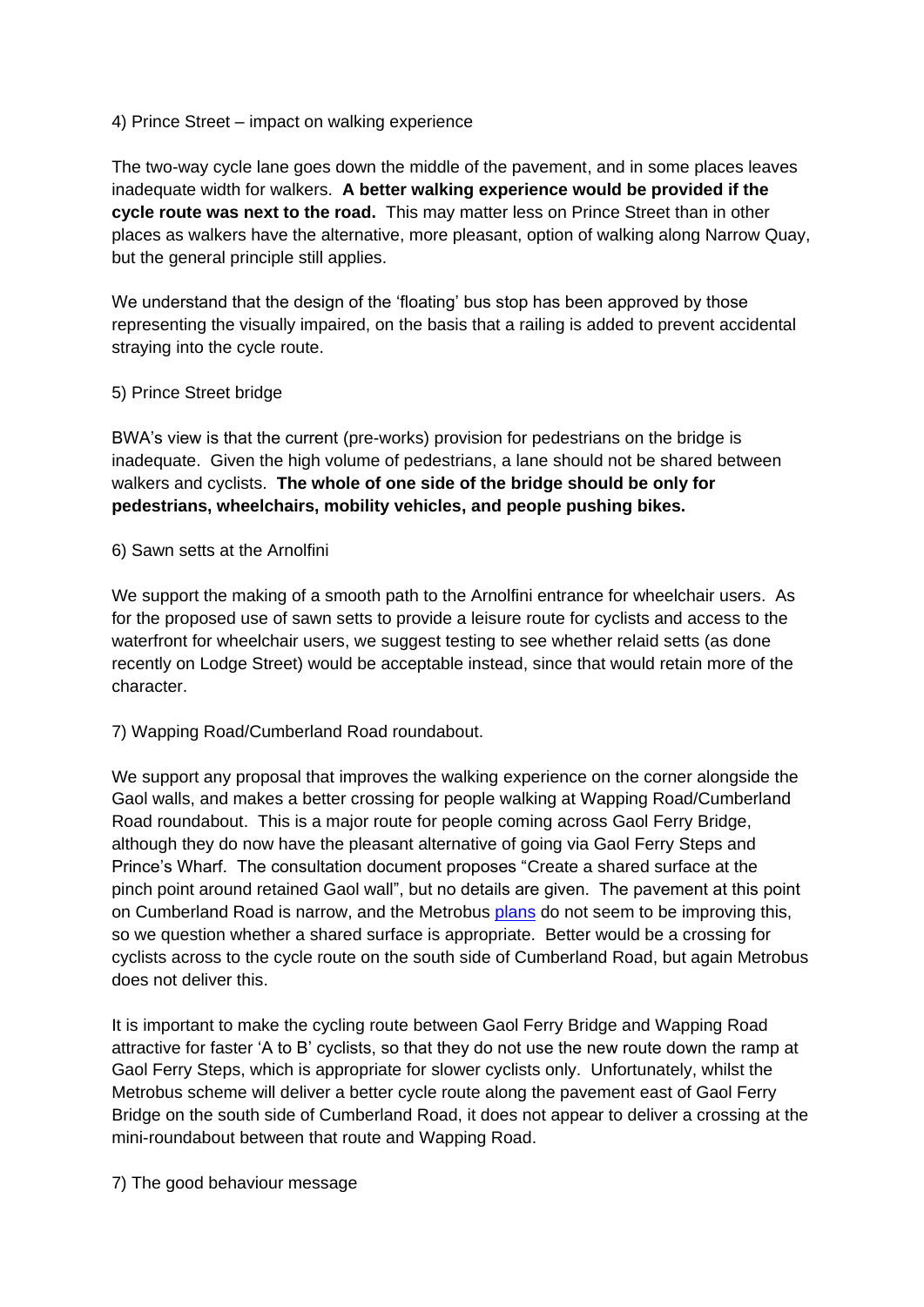4) Prince Street – impact on walking experience

The two-way cycle lane goes down the middle of the pavement, and in some places leaves inadequate width for walkers. **A better walking experience would be provided if the cycle route was next to the road.** This may matter less on Prince Street than in other places as walkers have the alternative, more pleasant, option of walking along Narrow Quay, but the general principle still applies.

We understand that the design of the 'floating' bus stop has been approved by those representing the visually impaired, on the basis that a railing is added to prevent accidental straying into the cycle route.

5) Prince Street bridge

BWA's view is that the current (pre-works) provision for pedestrians on the bridge is inadequate. Given the high volume of pedestrians, a lane should not be shared between walkers and cyclists. **The whole of one side of the bridge should be only for pedestrians, wheelchairs, mobility vehicles, and people pushing bikes.**

6) Sawn setts at the Arnolfini

We support the making of a smooth path to the Arnolfini entrance for wheelchair users. As for the proposed use of sawn setts to provide a leisure route for cyclists and access to the waterfront for wheelchair users, we suggest testing to see whether relaid setts (as done recently on Lodge Street) would be acceptable instead, since that would retain more of the character.

7) Wapping Road/Cumberland Road roundabout.

We support any proposal that improves the walking experience on the corner alongside the Gaol walls, and makes a better crossing for people walking at Wapping Road/Cumberland Road roundabout. This is a major route for people coming across Gaol Ferry Bridge, although they do now have the pleasant alternative of going via Gaol Ferry Steps and Prince's Wharf. The consultation document proposes "Create a shared surface at the pinch point around retained Gaol wall", but no details are given. The pavement at this point on Cumberland Road is narrow, and the Metrobus plans do not seem to be improving this, so we question whether a shared surface is appropriate. Better would be a crossing for cyclists across to the cycle route on the south side of Cumberland Road, but again Metrobus does not deliver this.

It is important to make the cycling route between Gaol Ferry Bridge and Wapping Road attractive for faster 'A to B' cyclists, so that they do not use the new route down the ramp at Gaol Ferry Steps, which is appropriate for slower cyclists only. Unfortunately, whilst the Metrobus scheme will deliver a better cycle route along the pavement east of Gaol Ferry Bridge on the south side of Cumberland Road, it does not appear to deliver a crossing at the mini-roundabout between that route and Wapping Road.

7) The good behaviour message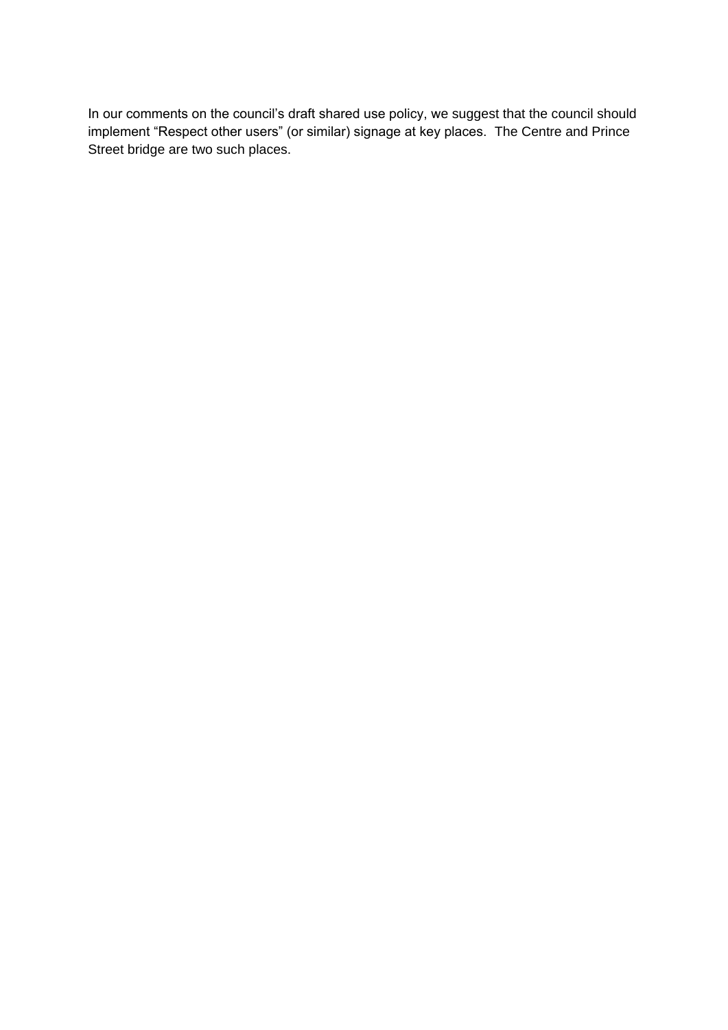In our comments on the council's draft shared use policy, we suggest that the council should implement "Respect other users" (or similar) signage at key places. The Centre and Prince Street bridge are two such places.